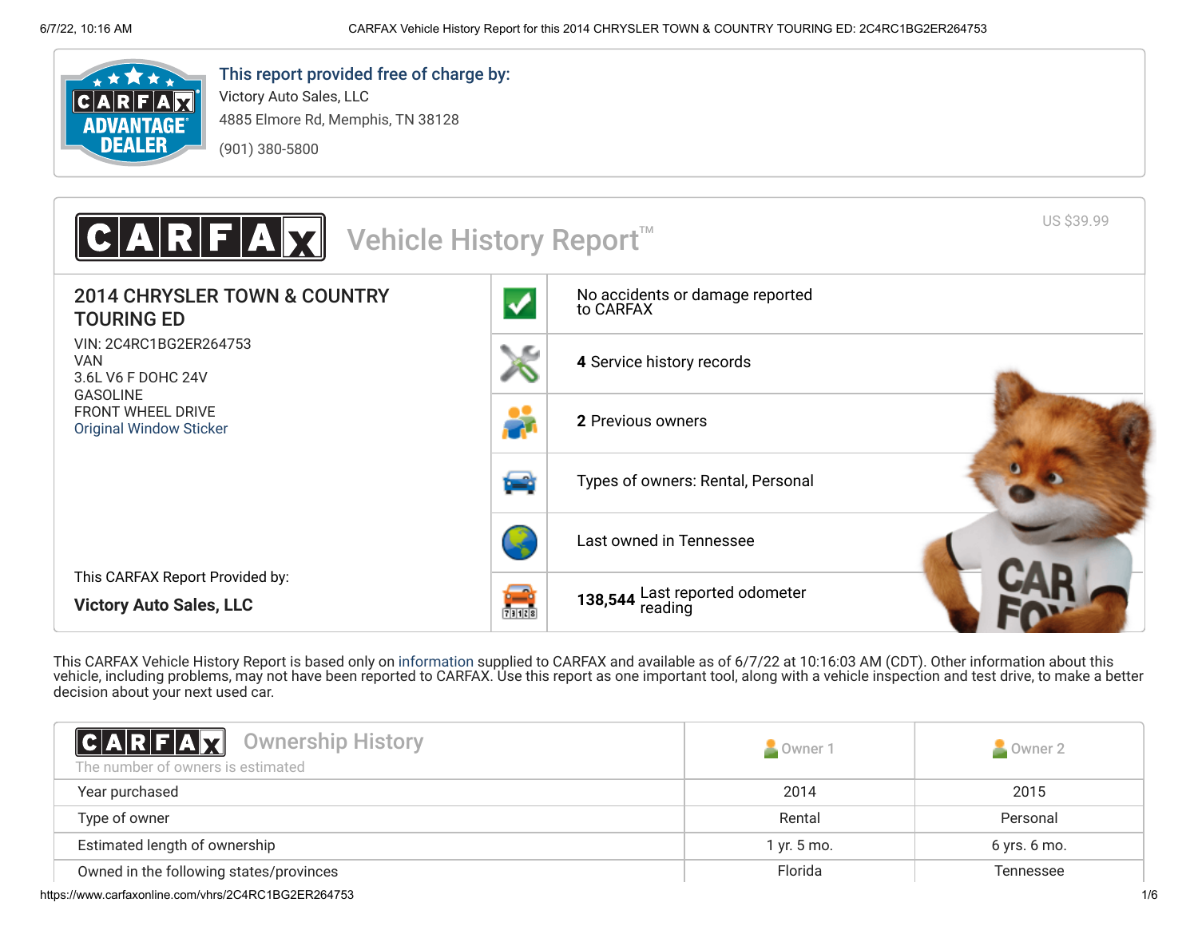**This report provided free of charge by:**

Victory Auto Sales, LLC

4885 Elmore Rd, Memphis, TN 38128

(901) 380-5800

# CARFAX Vehicle History Report™

US $39.99

## 2014 CHRYSLER TOWN & COUNTRY TOURING ED

VIN: 2C4RC1BG2ER264753
VAN
3.6L V6 F DOHC 24V
GASOLINE
FRONT WHEEL DRIVE
Original Window Sticker

This CARFAX Report Provided by:

**Victory Auto Sales, LLC**

- No accidents or damage reported to CARFAX
- **4** Service history records
- **2** Previous owners
- Types of owners: Rental, Personal
- Last owned in Tennessee
- **138,544** Last reported odometer reading

This CARFAX Vehicle History Report is based only on information supplied to CARFAX and available as of 6/7/22 at 10:16:03 AM (CDT). Other information about this vehicle, including problems, may not have been reported to CARFAX. Use this report as one important tool, along with a vehicle inspection and test drive, to make a better decision about your next used car.

## CARFAX Ownership History

The number of owners is estimated

| | Owner 1 | Owner 2 |
|---|---|---|
| Year purchased | 2014 | 2015 |
| Type of owner | Rental | Personal |
| Estimated length of ownership | 1 yr. 5 mo. | 6 yrs. 6 mo. |
| Owned in the following states/provinces | Florida | Tennessee |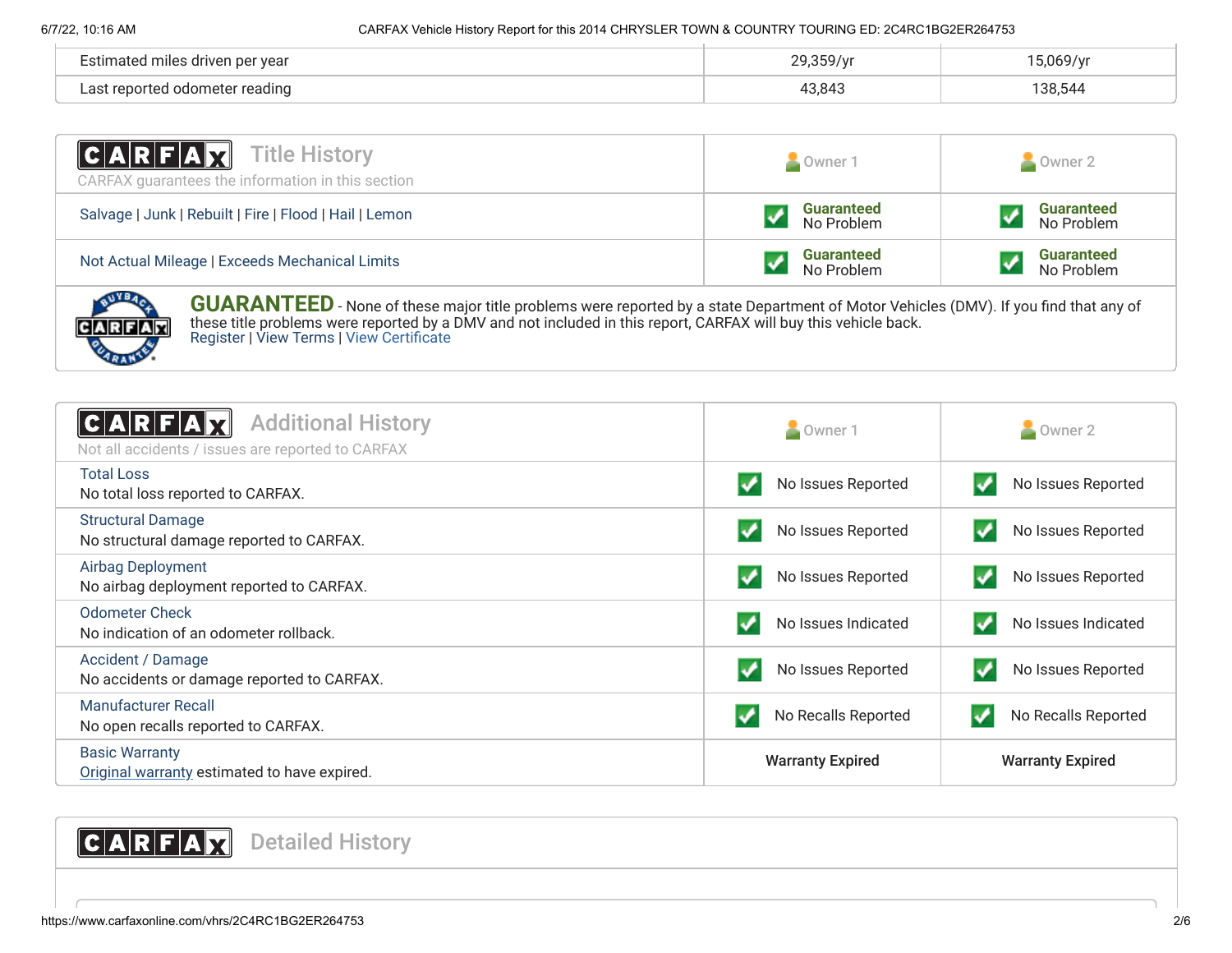| | | |
|---|---|---|
| Estimated miles driven per year | 29,359/yr | 15,069/yr |
| Last reported odometer reading | 43,843 | 138,544 |

## CARFAX Title History

CARFAX guarantees the information in this section

| | Owner 1 | Owner 2 |
|---|---|---|
| Salvage \| Junk \| Rebuilt \| Fire \| Flood \| Hail \| Lemon | Guaranteed No Problem | Guaranteed No Problem |
| Not Actual Mileage \| Exceeds Mechanical Limits | Guaranteed No Problem | Guaranteed No Problem |

**GUARANTEED** - None of these major title problems were reported by a state Department of Motor Vehicles (DMV). If you find that any of these title problems were reported by a DMV and not included in this report, CARFAX will buy this vehicle back.
Register | View Terms | View Certificate

## CARFAX Additional History

Not all accidents / issues are reported to CARFAX

| | Owner 1 | Owner 2 |
|---|---|---|
| Total Loss<br>No total loss reported to CARFAX. | No Issues Reported | No Issues Reported |
| Structural Damage<br>No structural damage reported to CARFAX. | No Issues Reported | No Issues Reported |
| Airbag Deployment<br>No airbag deployment reported to CARFAX. | No Issues Reported | No Issues Reported |
| Odometer Check<br>No indication of an odometer rollback. | No Issues Indicated | No Issues Indicated |
| Accident / Damage<br>No accidents or damage reported to CARFAX. | No Issues Reported | No Issues Reported |
| Manufacturer Recall<br>No open recalls reported to CARFAX. | No Recalls Reported | No Recalls Reported |
| Basic Warranty<br>Original warranty estimated to have expired. | **Warranty Expired** | **Warranty Expired** |

## CARFAX Detailed History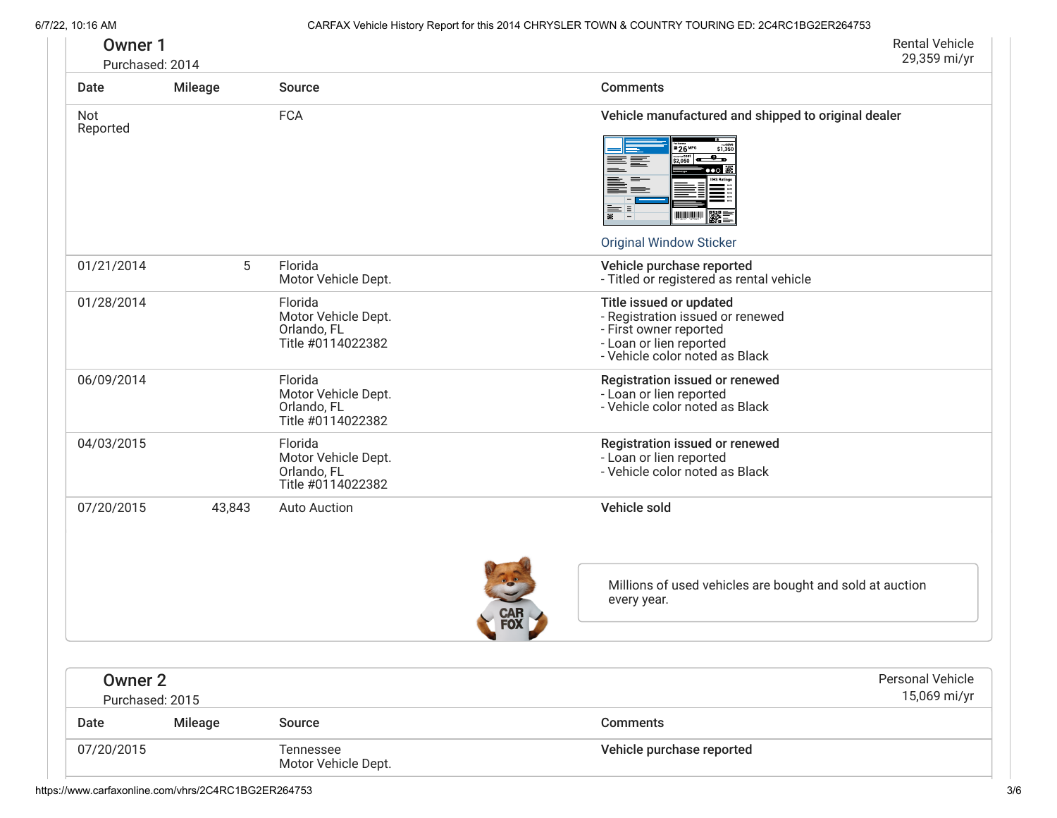## Owner 1

Purchased: 2014

Rental Vehicle
29,359 mi/yr

| Date | Mileage | Source | Comments |
| --- | --- | --- | --- |
| Not Reported | | FCA | **Vehicle manufactured and shipped to original dealer**<br>Original Window Sticker |
| 01/21/2014 | 5 | Florida Motor Vehicle Dept. | **Vehicle purchase reported**<br>- Titled or registered as rental vehicle |
| 01/28/2014 | | Florida Motor Vehicle Dept. Orlando, FL Title #0114022382 | **Title issued or updated**<br>- Registration issued or renewed<br>- First owner reported<br>- Loan or lien reported<br>- Vehicle color noted as Black |
| 06/09/2014 | | Florida Motor Vehicle Dept. Orlando, FL Title #0114022382 | **Registration issued or renewed**<br>- Loan or lien reported<br>- Vehicle color noted as Black |
| 04/03/2015 | | Florida Motor Vehicle Dept. Orlando, FL Title #0114022382 | **Registration issued or renewed**<br>- Loan or lien reported<br>- Vehicle color noted as Black |
| 07/20/2015 | 43,843 | Auto Auction | **Vehicle sold** |

Millions of used vehicles are bought and sold at auction every year.

## Owner 2

Purchased: 2015

Personal Vehicle
15,069 mi/yr

| Date | Mileage | Source | Comments |
| --- | --- | --- | --- |
| 07/20/2015 | | Tennessee Motor Vehicle Dept. | **Vehicle purchase reported** |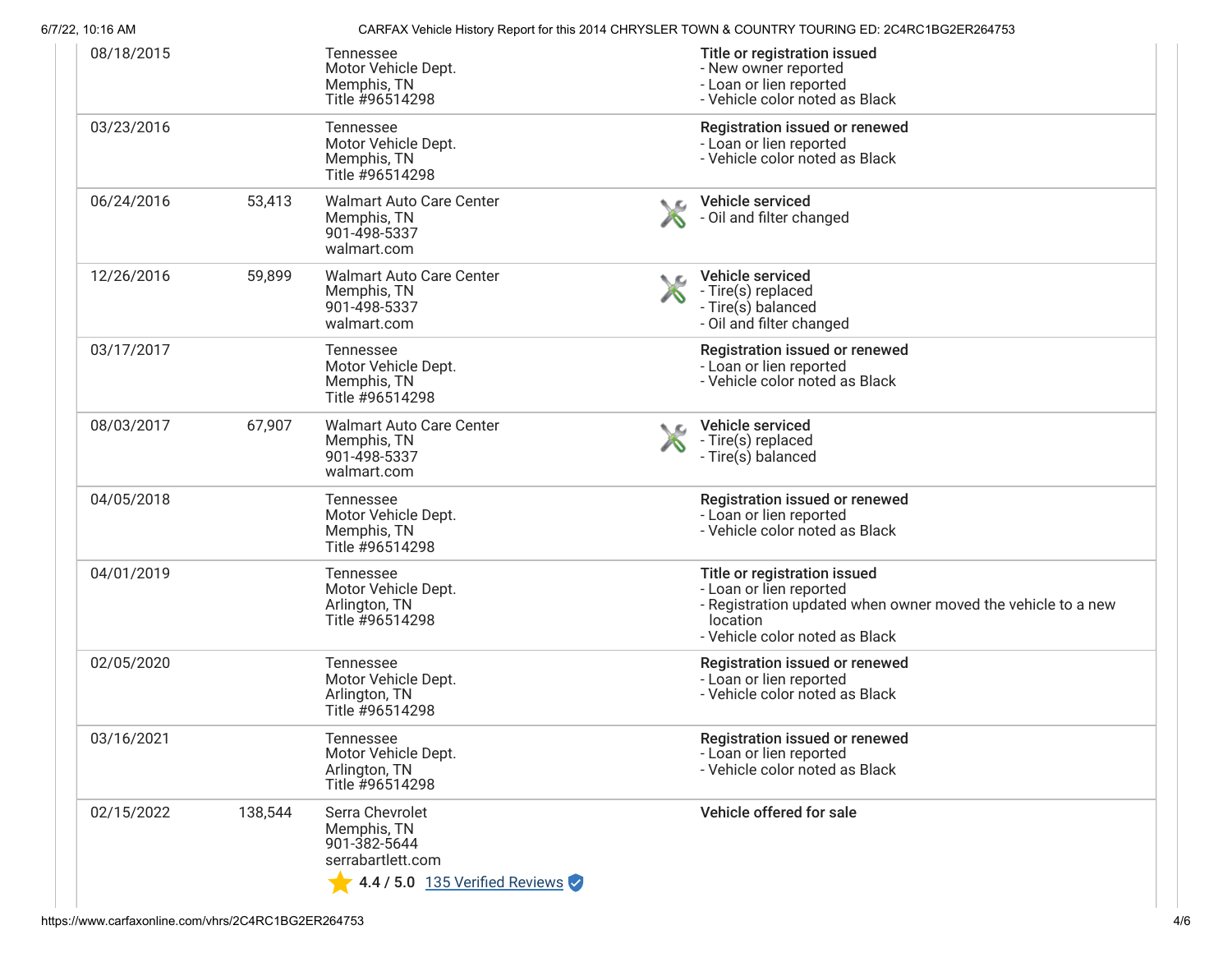| Date | Mileage | Source | Comments |
|---|---|---|---|
| 08/18/2015 | | Tennessee<br>Motor Vehicle Dept.<br>Memphis, TN<br>Title #96514298 | **Title or registration issued**<br>- New owner reported<br>- Loan or lien reported<br>- Vehicle color noted as Black |
| 03/23/2016 | | Tennessee<br>Motor Vehicle Dept.<br>Memphis, TN<br>Title #96514298 | **Registration issued or renewed**<br>- Loan or lien reported<br>- Vehicle color noted as Black |
| 06/24/2016 | 53,413 | Walmart Auto Care Center<br>Memphis, TN<br>901-498-5337<br>walmart.com | **Vehicle serviced**<br>- Oil and filter changed |
| 12/26/2016 | 59,899 | Walmart Auto Care Center<br>Memphis, TN<br>901-498-5337<br>walmart.com | **Vehicle serviced**<br>- Tire(s) replaced<br>- Tire(s) balanced<br>- Oil and filter changed |
| 03/17/2017 | | Tennessee<br>Motor Vehicle Dept.<br>Memphis, TN<br>Title #96514298 | **Registration issued or renewed**<br>- Loan or lien reported<br>- Vehicle color noted as Black |
| 08/03/2017 | 67,907 | Walmart Auto Care Center<br>Memphis, TN<br>901-498-5337<br>walmart.com | **Vehicle serviced**<br>- Tire(s) replaced<br>- Tire(s) balanced |
| 04/05/2018 | | Tennessee<br>Motor Vehicle Dept.<br>Memphis, TN<br>Title #96514298 | **Registration issued or renewed**<br>- Loan or lien reported<br>- Vehicle color noted as Black |
| 04/01/2019 | | Tennessee<br>Motor Vehicle Dept.<br>Arlington, TN<br>Title #96514298 | **Title or registration issued**<br>- Loan or lien reported<br>- Registration updated when owner moved the vehicle to a new location<br>- Vehicle color noted as Black |
| 02/05/2020 | | Tennessee<br>Motor Vehicle Dept.<br>Arlington, TN<br>Title #96514298 | **Registration issued or renewed**<br>- Loan or lien reported<br>- Vehicle color noted as Black |
| 03/16/2021 | | Tennessee<br>Motor Vehicle Dept.<br>Arlington, TN<br>Title #96514298 | **Registration issued or renewed**<br>- Loan or lien reported<br>- Vehicle color noted as Black |
| 02/15/2022 | 138,544 | Serra Chevrolet<br>Memphis, TN<br>901-382-5644<br>serrabartlett.com<br>4.4 / 5.0 135 Verified Reviews | **Vehicle offered for sale** |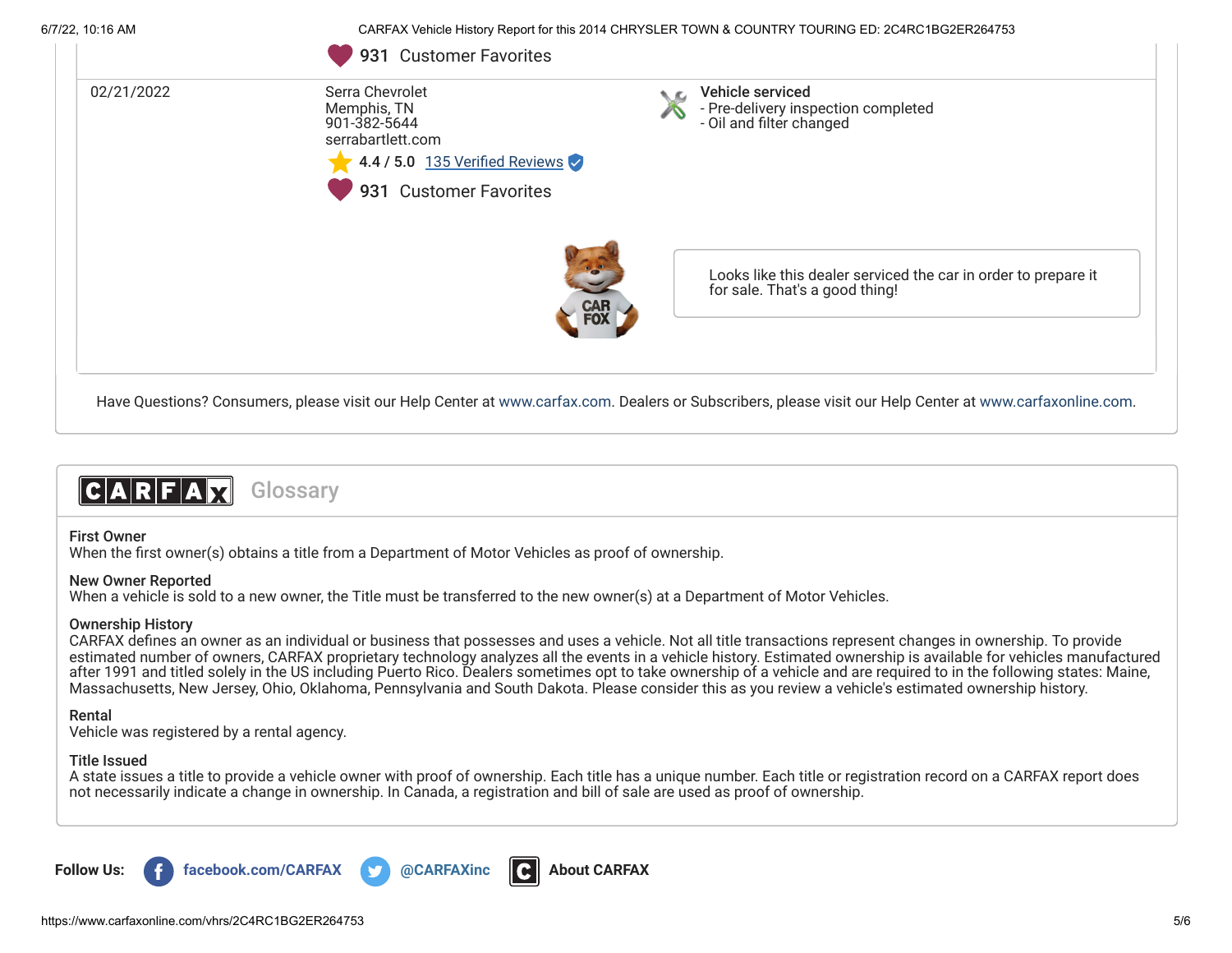931 Customer Favorites

| Date | Source | Comments |
| --- | --- | --- |
| 02/21/2022 | Serra Chevrolet<br>Memphis, TN<br>901-382-5644<br>serrabartlett.com<br>4.4 / 5.0 135 Verified Reviews<br>931 Customer Favorites | **Vehicle serviced**<br>- Pre-delivery inspection completed<br>- Oil and filter changed |

Looks like this dealer serviced the car in order to prepare it for sale. That's a good thing!

Have Questions? Consumers, please visit our Help Center at www.carfax.com. Dealers or Subscribers, please visit our Help Center at www.carfaxonline.com.

## CARFAX Glossary

**First Owner**
When the first owner(s) obtains a title from a Department of Motor Vehicles as proof of ownership.

**New Owner Reported**
When a vehicle is sold to a new owner, the Title must be transferred to the new owner(s) at a Department of Motor Vehicles.

**Ownership History**
CARFAX defines an owner as an individual or business that possesses and uses a vehicle. Not all title transactions represent changes in ownership. To provide estimated number of owners, CARFAX proprietary technology analyzes all the events in a vehicle history. Estimated ownership is available for vehicles manufactured after 1991 and titled solely in the US including Puerto Rico. Dealers sometimes opt to take ownership of a vehicle and are required to in the following states: Maine, Massachusetts, New Jersey, Ohio, Oklahoma, Pennsylvania and South Dakota. Please consider this as you review a vehicle's estimated ownership history.

**Rental**
Vehicle was registered by a rental agency.

**Title Issued**
A state issues a title to provide a vehicle owner with proof of ownership. Each title has a unique number. Each title or registration record on a CARFAX report does not necessarily indicate a change in ownership. In Canada, a registration and bill of sale are used as proof of ownership.

**Follow Us:** facebook.com/CARFAX | @CARFAXinc | About CARFAX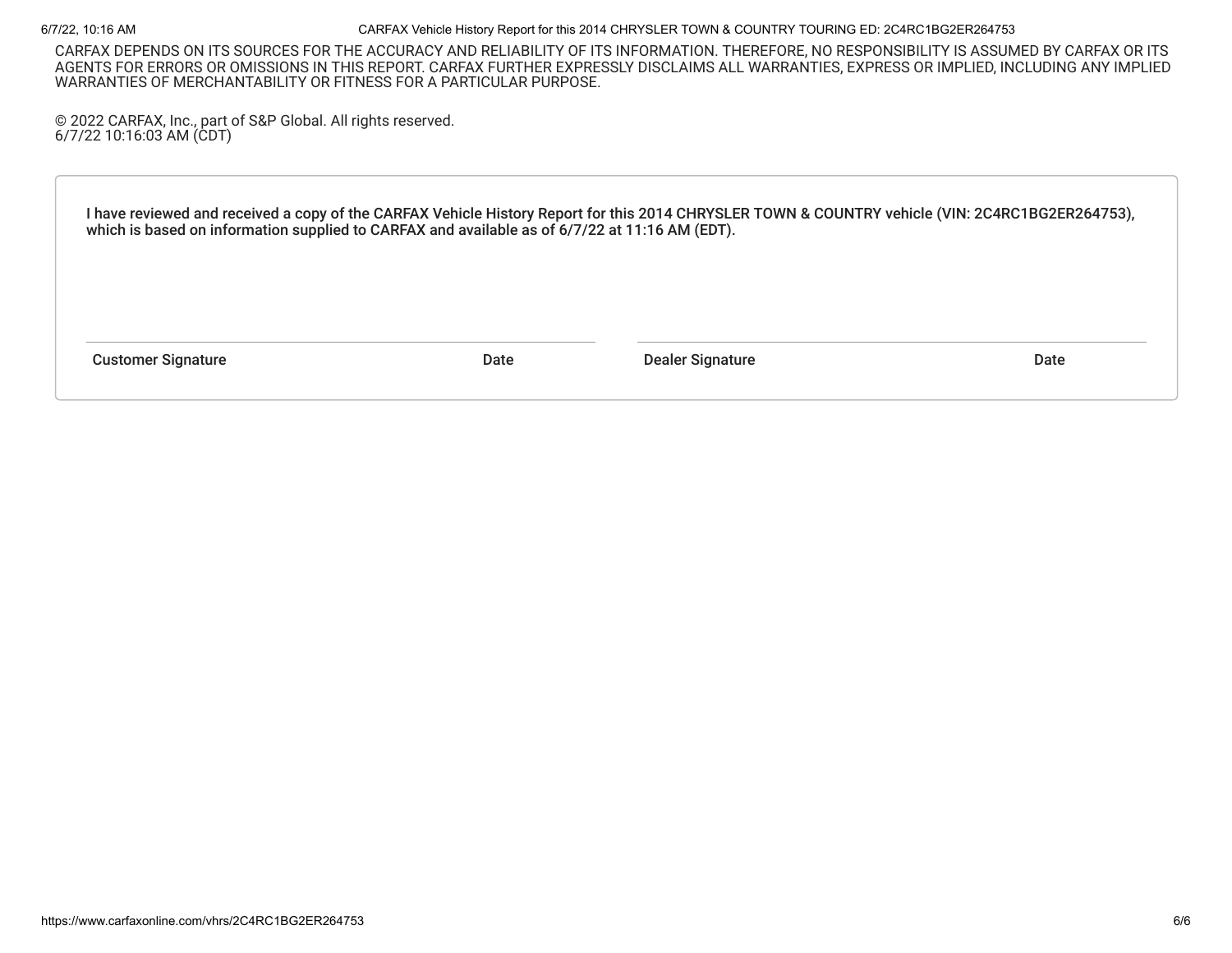CARFAX DEPENDS ON ITS SOURCES FOR THE ACCURACY AND RELIABILITY OF ITS INFORMATION. THEREFORE, NO RESPONSIBILITY IS ASSUMED BY CARFAX OR ITS AGENTS FOR ERRORS OR OMISSIONS IN THIS REPORT. CARFAX FURTHER EXPRESSLY DISCLAIMS ALL WARRANTIES, EXPRESS OR IMPLIED, INCLUDING ANY IMPLIED WARRANTIES OF MERCHANTABILITY OR FITNESS FOR A PARTICULAR PURPOSE.

© 2022 CARFAX, Inc., part of S&P Global. All rights reserved.
6/7/22 10:16:03 AM (CDT)

I have reviewed and received a copy of the CARFAX Vehicle History Report for this 2014 CHRYSLER TOWN & COUNTRY vehicle (VIN: 2C4RC1BG2ER264753), which is based on information supplied to CARFAX and available as of 6/7/22 at 11:16 AM (EDT).

| | | | |
|---|---|---|---|
| Customer Signature | Date | Dealer Signature | Date |